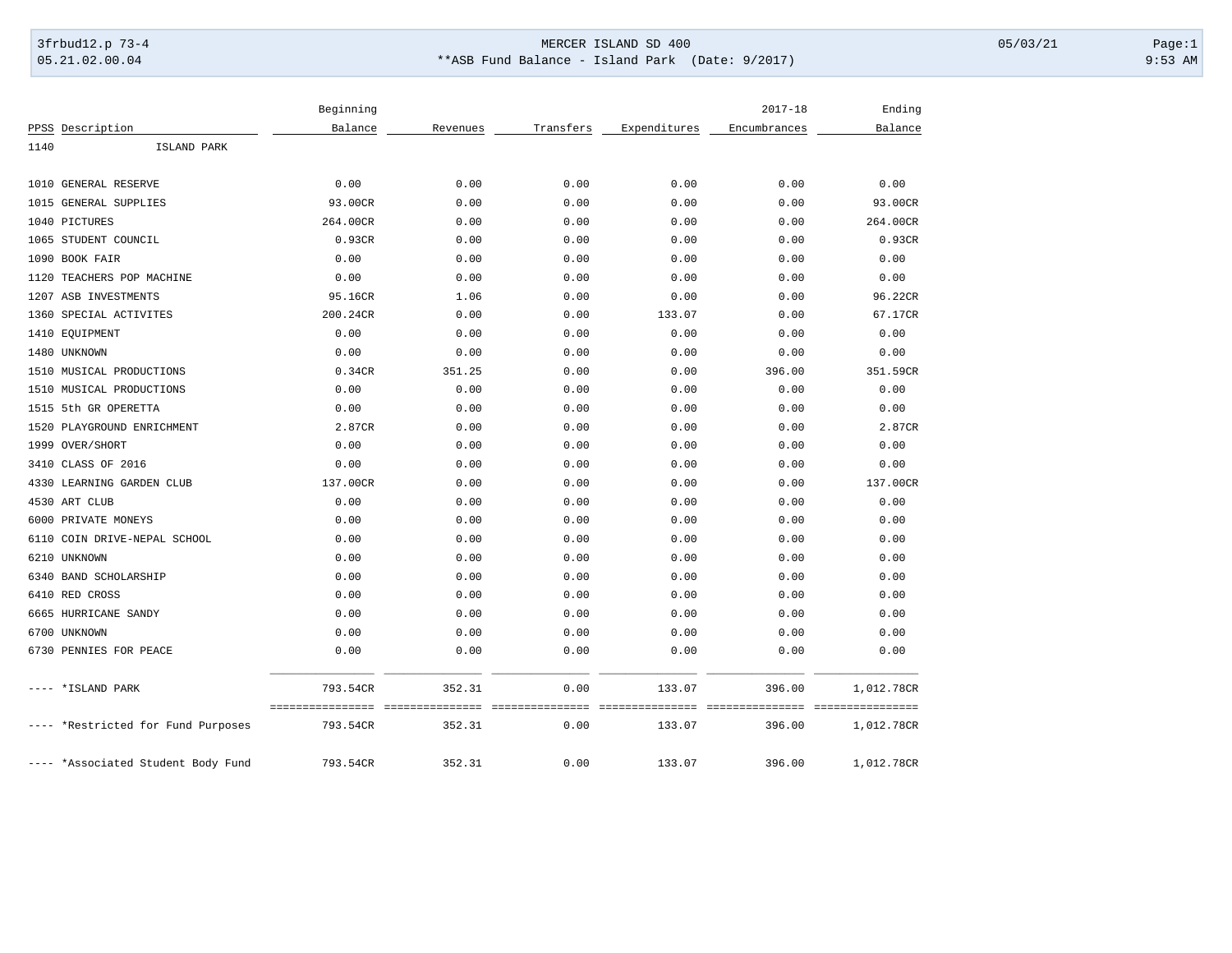MERCER ISLAND SD 400

**ASB Fund Balance - Island Park (Date: 9/2017)

3frbud12.p 73-4 05/03/21
05.21.02.00.04 9:53 AM

| PPSS | Description | Beginning Balance | Revenues | Transfers | Expenditures | 2017-18 Encumbrances | Ending Balance |
|---|---|---|---|---|---|---|---|
| 1140 | ISLAND PARK | | | | | | |
| 1010 | GENERAL RESERVE | 0.00 | 0.00 | 0.00 | 0.00 | 0.00 | 0.00 |
| 1015 | GENERAL SUPPLIES | 93.00CR | 0.00 | 0.00 | 0.00 | 0.00 | 93.00CR |
| 1040 | PICTURES | 264.00CR | 0.00 | 0.00 | 0.00 | 0.00 | 264.00CR |
| 1065 | STUDENT COUNCIL | 0.93CR | 0.00 | 0.00 | 0.00 | 0.00 | 0.93CR |
| 1090 | BOOK FAIR | 0.00 | 0.00 | 0.00 | 0.00 | 0.00 | 0.00 |
| 1120 | TEACHERS POP MACHINE | 0.00 | 0.00 | 0.00 | 0.00 | 0.00 | 0.00 |
| 1207 | ASB INVESTMENTS | 95.16CR | 1.06 | 0.00 | 0.00 | 0.00 | 96.22CR |
| 1360 | SPECIAL ACTIVITES | 200.24CR | 0.00 | 0.00 | 133.07 | 0.00 | 67.17CR |
| 1410 | EQUIPMENT | 0.00 | 0.00 | 0.00 | 0.00 | 0.00 | 0.00 |
| 1480 | UNKNOWN | 0.00 | 0.00 | 0.00 | 0.00 | 0.00 | 0.00 |
| 1510 | MUSICAL PRODUCTIONS | 0.34CR | 351.25 | 0.00 | 0.00 | 396.00 | 351.59CR |
| 1510 | MUSICAL PRODUCTIONS | 0.00 | 0.00 | 0.00 | 0.00 | 0.00 | 0.00 |
| 1515 | 5th GR OPERETTA | 0.00 | 0.00 | 0.00 | 0.00 | 0.00 | 0.00 |
| 1520 | PLAYGROUND ENRICHMENT | 2.87CR | 0.00 | 0.00 | 0.00 | 0.00 | 2.87CR |
| 1999 | OVER/SHORT | 0.00 | 0.00 | 0.00 | 0.00 | 0.00 | 0.00 |
| 3410 | CLASS OF 2016 | 0.00 | 0.00 | 0.00 | 0.00 | 0.00 | 0.00 |
| 4330 | LEARNING GARDEN CLUB | 137.00CR | 0.00 | 0.00 | 0.00 | 0.00 | 137.00CR |
| 4530 | ART CLUB | 0.00 | 0.00 | 0.00 | 0.00 | 0.00 | 0.00 |
| 6000 | PRIVATE MONEYS | 0.00 | 0.00 | 0.00 | 0.00 | 0.00 | 0.00 |
| 6110 | COIN DRIVE-NEPAL SCHOOL | 0.00 | 0.00 | 0.00 | 0.00 | 0.00 | 0.00 |
| 6210 | UNKNOWN | 0.00 | 0.00 | 0.00 | 0.00 | 0.00 | 0.00 |
| 6340 | BAND SCHOLARSHIP | 0.00 | 0.00 | 0.00 | 0.00 | 0.00 | 0.00 |
| 6410 | RED CROSS | 0.00 | 0.00 | 0.00 | 0.00 | 0.00 | 0.00 |
| 6665 | HURRICANE SANDY | 0.00 | 0.00 | 0.00 | 0.00 | 0.00 | 0.00 |
| 6700 | UNKNOWN | 0.00 | 0.00 | 0.00 | 0.00 | 0.00 | 0.00 |
| 6730 | PENNIES FOR PEACE | 0.00 | 0.00 | 0.00 | 0.00 | 0.00 | 0.00 |
| ---- | *ISLAND PARK | 793.54CR | 352.31 | 0.00 | 133.07 | 396.00 | 1,012.78CR |
| ---- | *Restricted for Fund Purposes | 793.54CR | 352.31 | 0.00 | 133.07 | 396.00 | 1,012.78CR |
| ---- | *Associated Student Body Fund | 793.54CR | 352.31 | 0.00 | 133.07 | 396.00 | 1,012.78CR |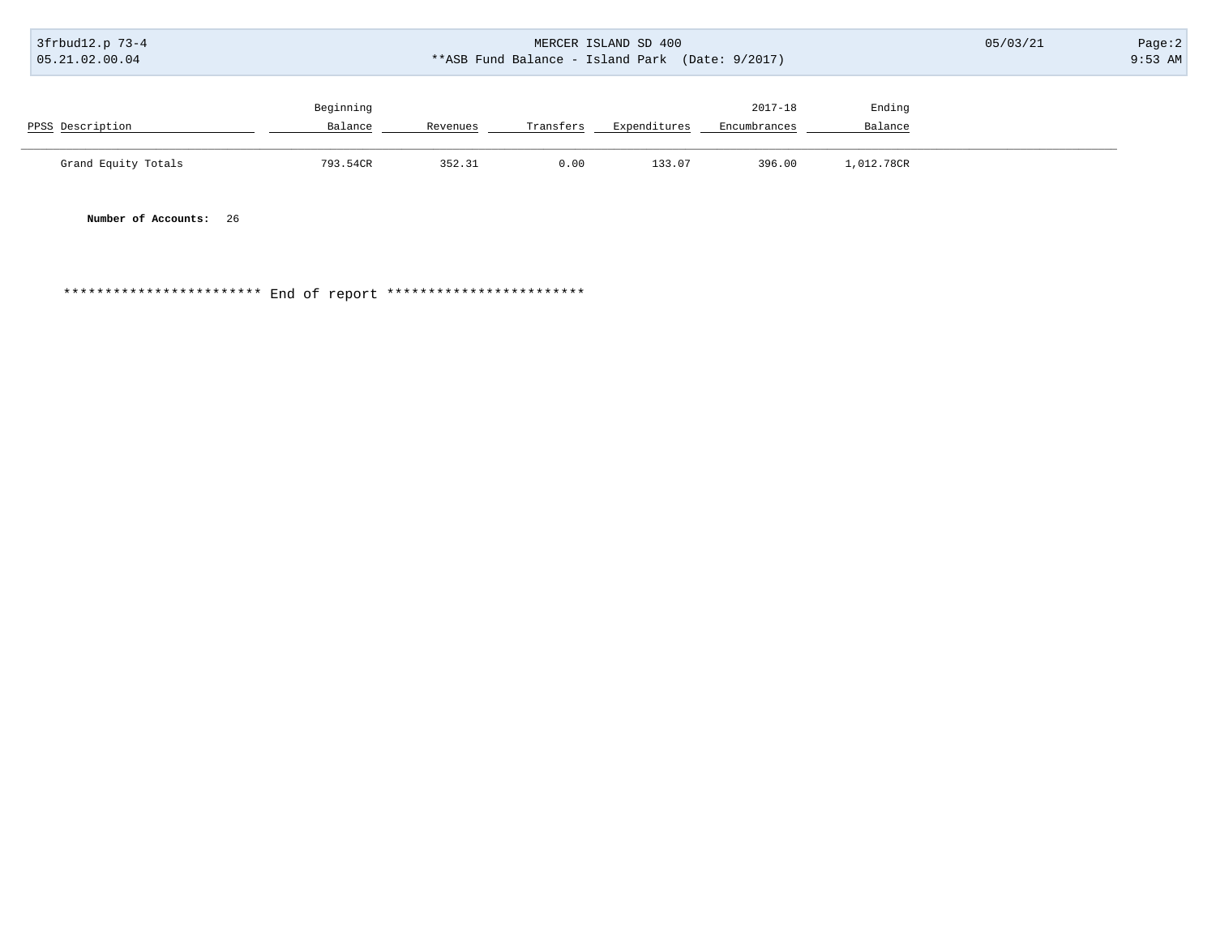| PPSS | Description | Beginning Balance | Revenues | Transfers | Expenditures | 2017-18 Encumbrances | Ending Balance |
| --- | --- | --- | --- | --- | --- | --- | --- |
| | Grand Equity Totals | 793.54CR | 352.31 | 0.00 | 133.07 | 396.00 | 1,012.78CR |

**Number of Accounts:** 26

************************ End of report ************************